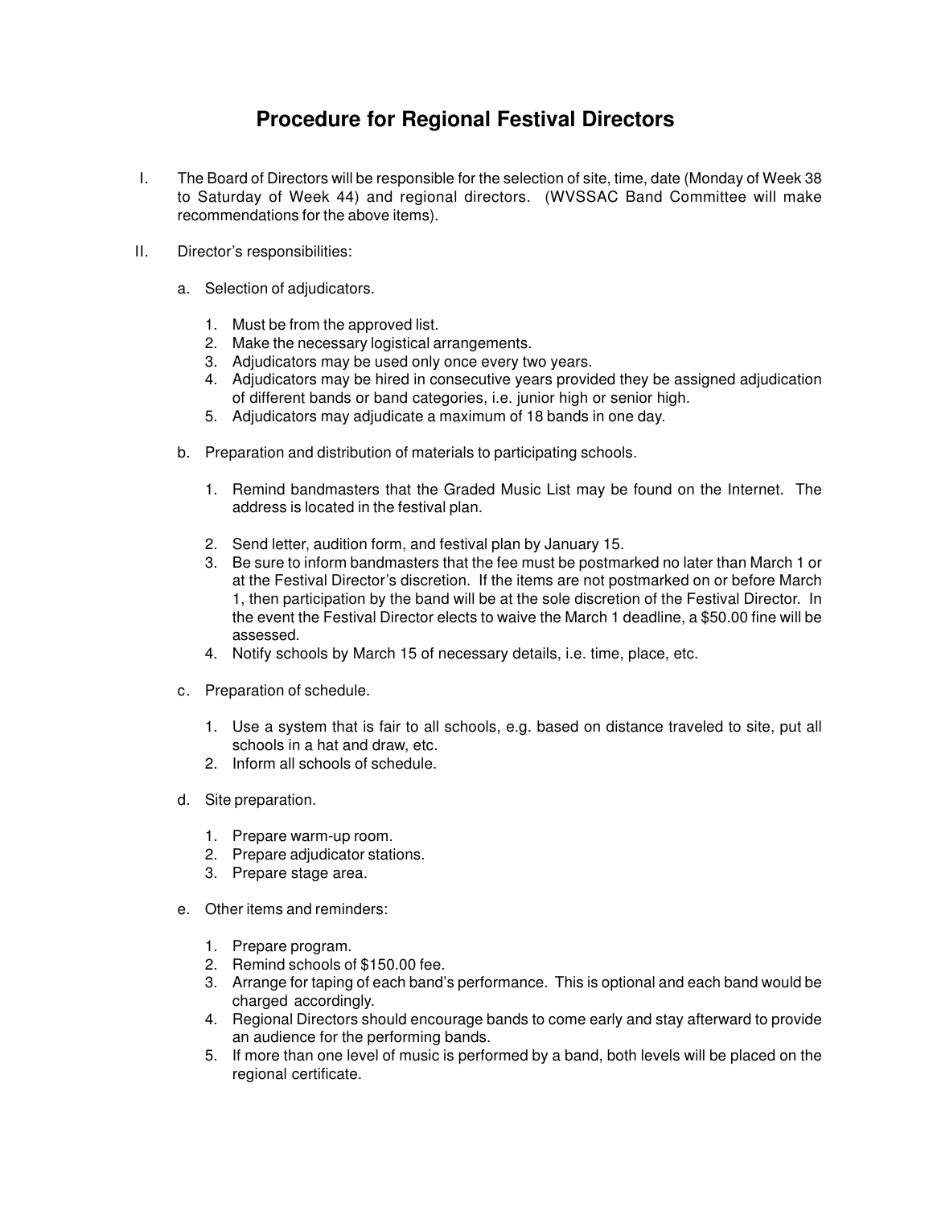# Procedure for Regional Festival Directors

I. The Board of Directors will be responsible for the selection of site, time, date (Monday of Week 38 to Saturday of Week 44) and regional directors. (WVSSAC Band Committee will make recommendations for the above items).

II. Director's responsibilities:

a. Selection of adjudicators.

1. Must be from the approved list.
2. Make the necessary logistical arrangements.
3. Adjudicators may be used only once every two years.
4. Adjudicators may be hired in consecutive years provided they be assigned adjudication of different bands or band categories, i.e. junior high or senior high.
5. Adjudicators may adjudicate a maximum of 18 bands in one day.

b. Preparation and distribution of materials to participating schools.

1. Remind bandmasters that the Graded Music List may be found on the Internet. The address is located in the festival plan.
2. Send letter, audition form, and festival plan by January 15.
3. Be sure to inform bandmasters that the fee must be postmarked no later than March 1 or at the Festival Director's discretion. If the items are not postmarked on or before March 1, then participation by the band will be at the sole discretion of the Festival Director. In the event the Festival Director elects to waive the March 1 deadline, a $50.00 fine will be assessed.
4. Notify schools by March 15 of necessary details, i.e. time, place, etc.

c. Preparation of schedule.

1. Use a system that is fair to all schools, e.g. based on distance traveled to site, put all schools in a hat and draw, etc.
2. Inform all schools of schedule.

d. Site preparation.

1. Prepare warm-up room.
2. Prepare adjudicator stations.
3. Prepare stage area.

e. Other items and reminders:

1. Prepare program.
2. Remind schools of $150.00 fee.
3. Arrange for taping of each band's performance. This is optional and each band would be charged accordingly.
4. Regional Directors should encourage bands to come early and stay afterward to provide an audience for the performing bands.
5. If more than one level of music is performed by a band, both levels will be placed on the regional certificate.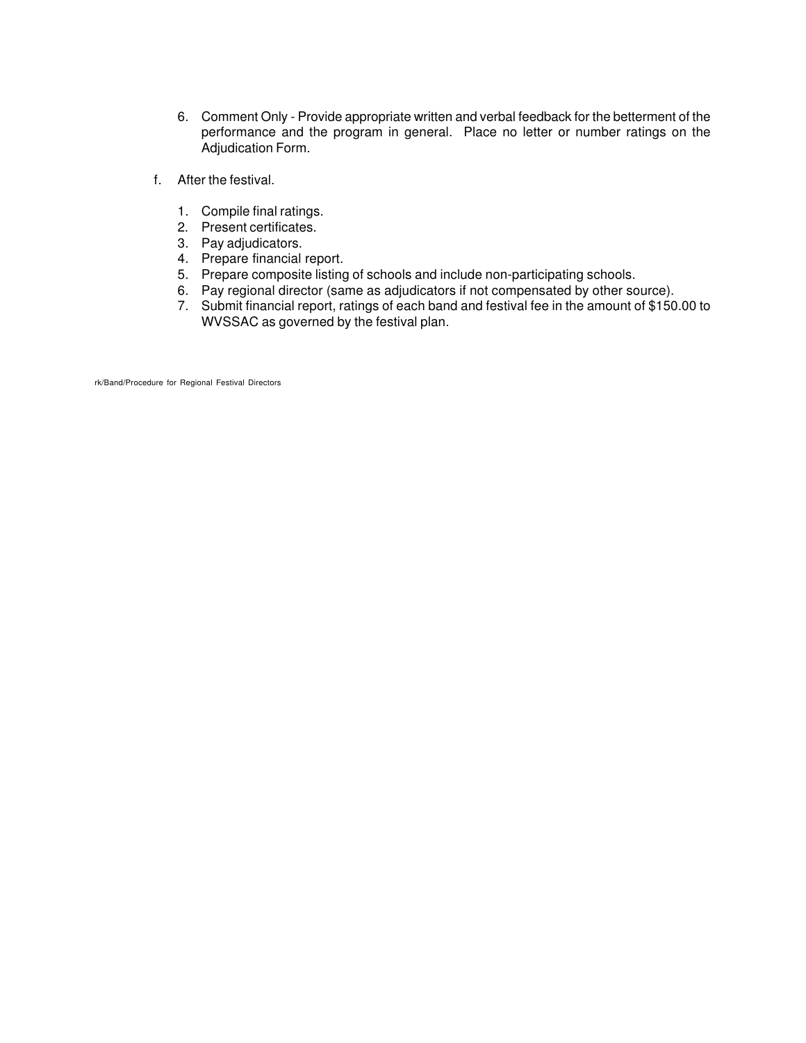6. Comment Only - Provide appropriate written and verbal feedback for the betterment of the performance and the program in general. Place no letter or number ratings on the Adjudication Form.

f. After the festival.

1. Compile final ratings.
2. Present certificates.
3. Pay adjudicators.
4. Prepare financial report.
5. Prepare composite listing of schools and include non-participating schools.
6. Pay regional director (same as adjudicators if not compensated by other source).
7. Submit financial report, ratings of each band and festival fee in the amount of $150.00 to WVSSAC as governed by the festival plan.

rk/Band/Procedure for Regional Festival Directors